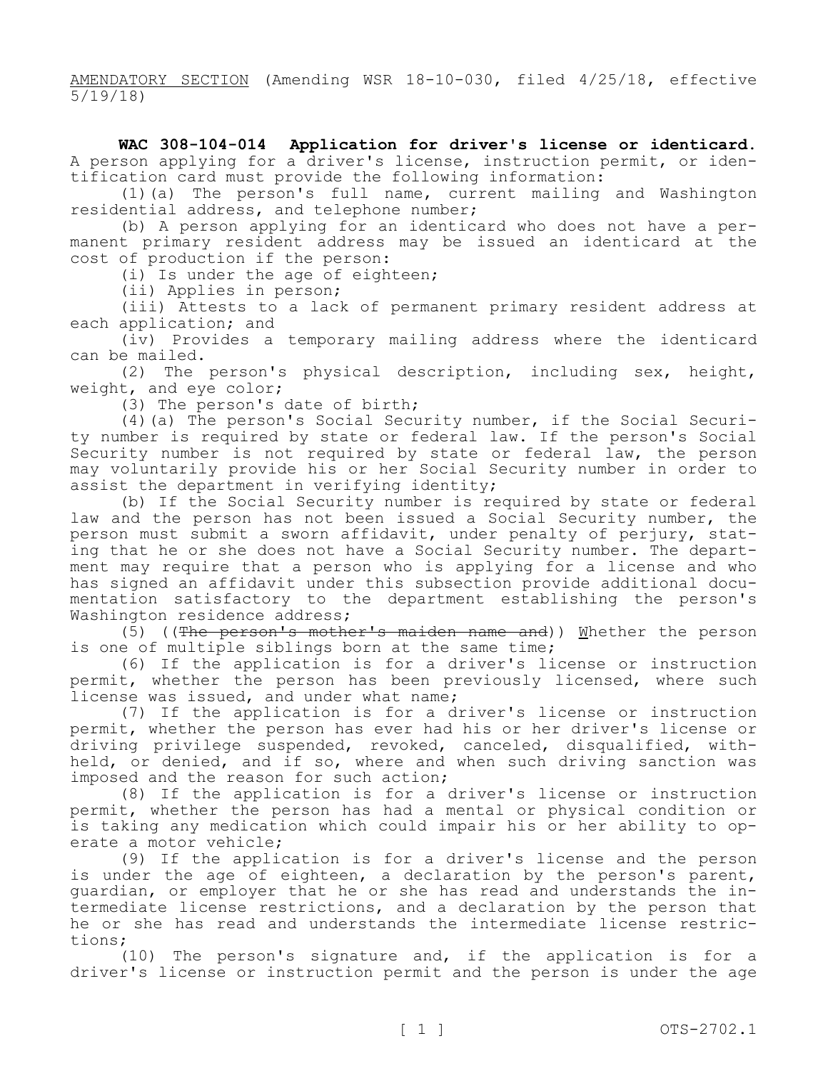AMENDATORY SECTION (Amending WSR 18-10-030, filed 4/25/18, effective 5/19/18)

**WAC 308-104-014 Application for driver's license or identicard.** A person applying for a driver's license, instruction permit, or identification card must provide the following information:

(1)(a) The person's full name, current mailing and Washington residential address, and telephone number;

(b) A person applying for an identicard who does not have a permanent primary resident address may be issued an identicard at the cost of production if the person:

(i) Is under the age of eighteen;

(ii) Applies in person;

(iii) Attests to a lack of permanent primary resident address at each application; and

(iv) Provides a temporary mailing address where the identicard can be mailed.

(2) The person's physical description, including sex, height, weight, and eye color;

(3) The person's date of birth;

(4)(a) The person's Social Security number, if the Social Security number is required by state or federal law. If the person's Social Security number is not required by state or federal law, the person may voluntarily provide his or her Social Security number in order to assist the department in verifying identity;

(b) If the Social Security number is required by state or federal law and the person has not been issued a Social Security number, the person must submit a sworn affidavit, under penalty of perjury, stating that he or she does not have a Social Security number. The department may require that a person who is applying for a license and who has signed an affidavit under this subsection provide additional documentation satisfactory to the department establishing the person's Washington residence address;

(5) ((~~The person's mother's maiden name and~~)) Whether the person is one of multiple siblings born at the same time;

(6) If the application is for a driver's license or instruction permit, whether the person has been previously licensed, where such license was issued, and under what name;

(7) If the application is for a driver's license or instruction permit, whether the person has ever had his or her driver's license or driving privilege suspended, revoked, canceled, disqualified, withheld, or denied, and if so, where and when such driving sanction was imposed and the reason for such action;

(8) If the application is for a driver's license or instruction permit, whether the person has had a mental or physical condition or is taking any medication which could impair his or her ability to operate a motor vehicle;

(9) If the application is for a driver's license and the person is under the age of eighteen, a declaration by the person's parent, guardian, or employer that he or she has read and understands the intermediate license restrictions, and a declaration by the person that he or she has read and understands the intermediate license restrictions;

(10) The person's signature and, if the application is for a driver's license or instruction permit and the person is under the age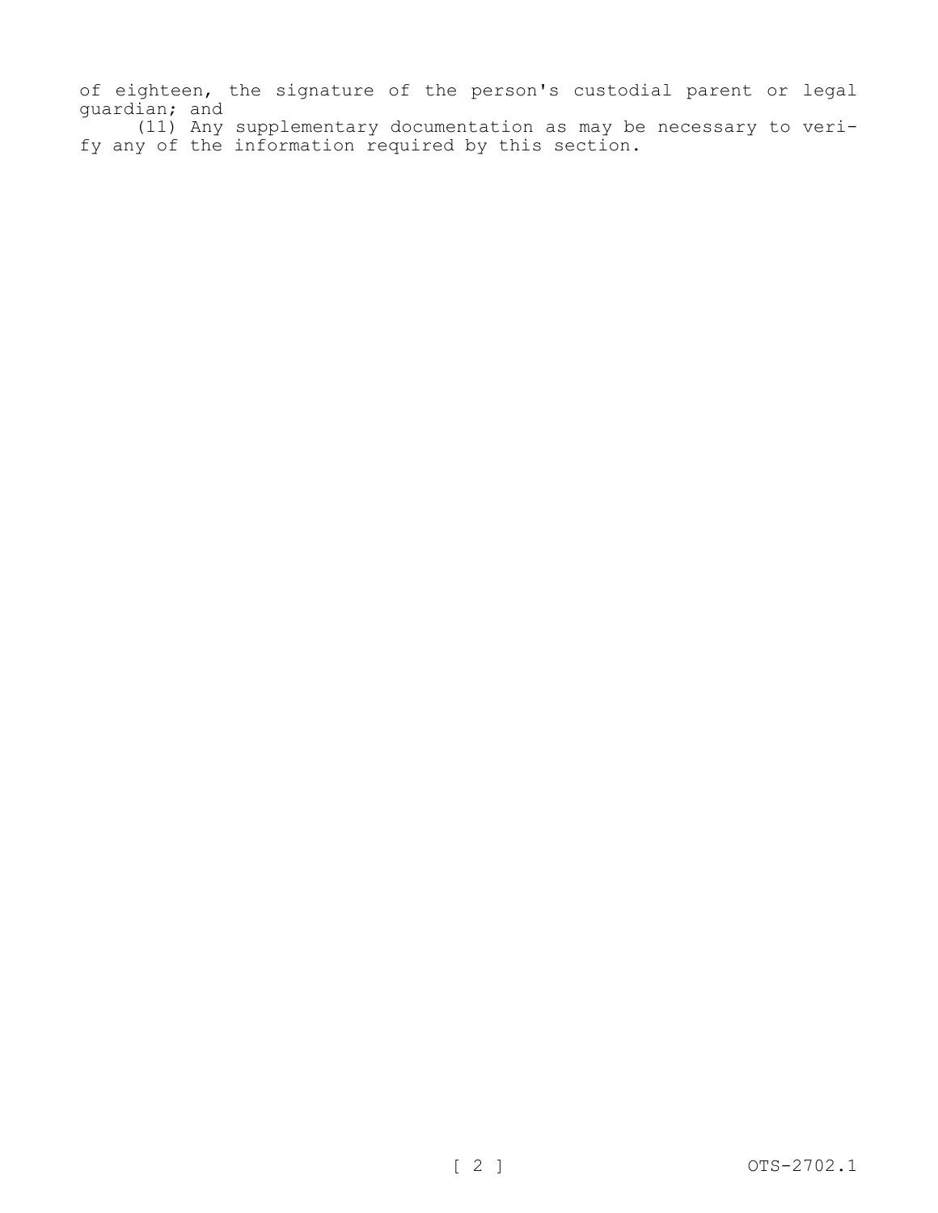of eighteen, the signature of the person's custodial parent or legal guardian; and

(11) Any supplementary documentation as may be necessary to verify any of the information required by this section.